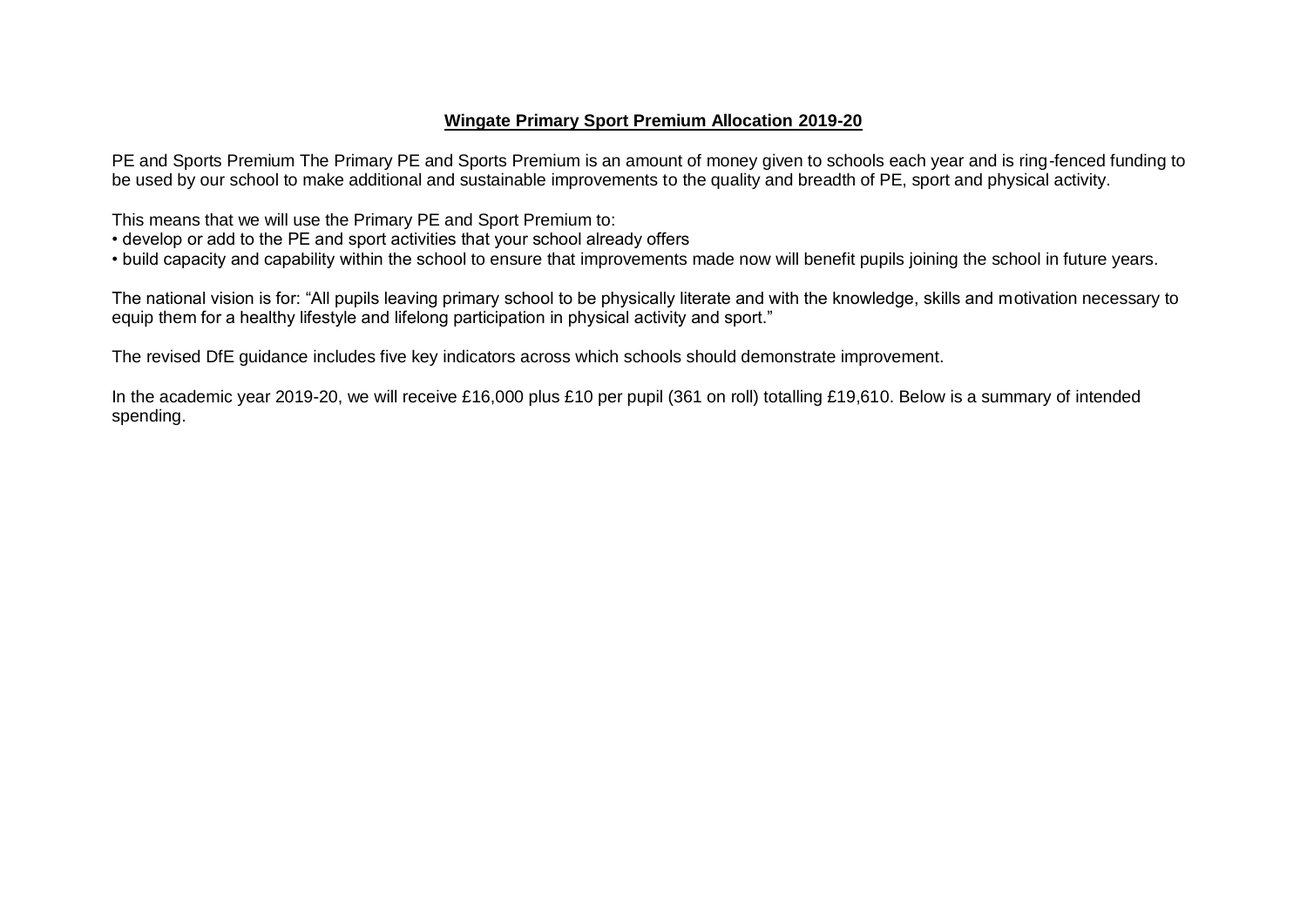# **Wingate Primary Sport Premium Allocation 2019-20**

PE and Sports Premium The Primary PE and Sports Premium is an amount of money given to schools each year and is ring-fenced funding to be used by our school to make additional and sustainable improvements to the quality and breadth of PE, sport and physical activity.

This means that we will use the Primary PE and Sport Premium to:

- develop or add to the PE and sport activities that your school already offers
- build capacity and capability within the school to ensure that improvements made now will benefit pupils joining the school in future years.

The national vision is for: "All pupils leaving primary school to be physically literate and with the knowledge, skills and motivation necessary to equip them for a healthy lifestyle and lifelong participation in physical activity and sport."

The revised DfE guidance includes five key indicators across which schools should demonstrate improvement.

In the academic year 2019-20, we will receive £16,000 plus £10 per pupil (361 on roll) totalling £19,610. Below is a summary of intended spending.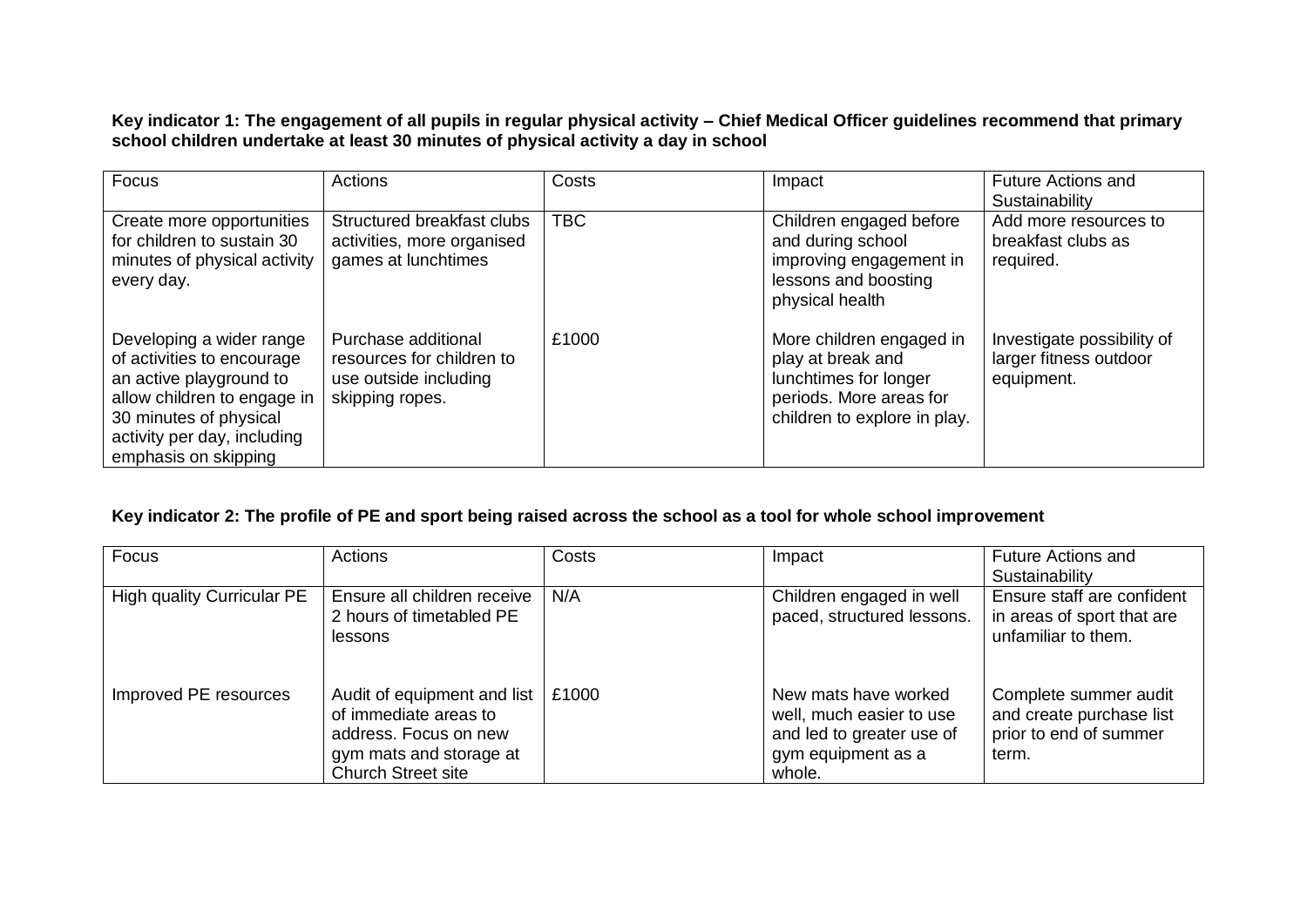**Key indicator 1: The engagement of all pupils in regular physical activity – Chief Medical Officer guidelines recommend that primary school children undertake at least 30 minutes of physical activity a day in school**

| Focus | Actions | Costs | Impact | Future Actions and Sustainability |
| --- | --- | --- | --- | --- |
| Create more opportunities for children to sustain 30 minutes of physical activity every day. | Structured breakfast clubs activities, more organised games at lunchtimes | TBC | Children engaged before and during school improving engagement in lessons and boosting physical health | Add more resources to breakfast clubs as required. |
| Developing a wider range of activities to encourage an active playground to allow children to engage in 30 minutes of physical activity per day, including emphasis on skipping | Purchase additional resources for children to use outside including skipping ropes. | £1000 | More children engaged in play at break and lunchtimes for longer periods. More areas for children to explore in play. | Investigate possibility of larger fitness outdoor equipment. |

**Key indicator 2: The profile of PE and sport being raised across the school as a tool for whole school improvement**

| Focus | Actions | Costs | Impact | Future Actions and Sustainability |
| --- | --- | --- | --- | --- |
| High quality Curricular PE | Ensure all children receive 2 hours of timetabled PE lessons | N/A | Children engaged in well paced, structured lessons. | Ensure staff are confident in areas of sport that are unfamiliar to them. |
| Improved PE resources | Audit of equipment and list of immediate areas to address. Focus on new gym mats and storage at Church Street site | £1000 | New mats have worked well, much easier to use and led to greater use of gym equipment as a whole. | Complete summer audit and create purchase list prior to end of summer term. |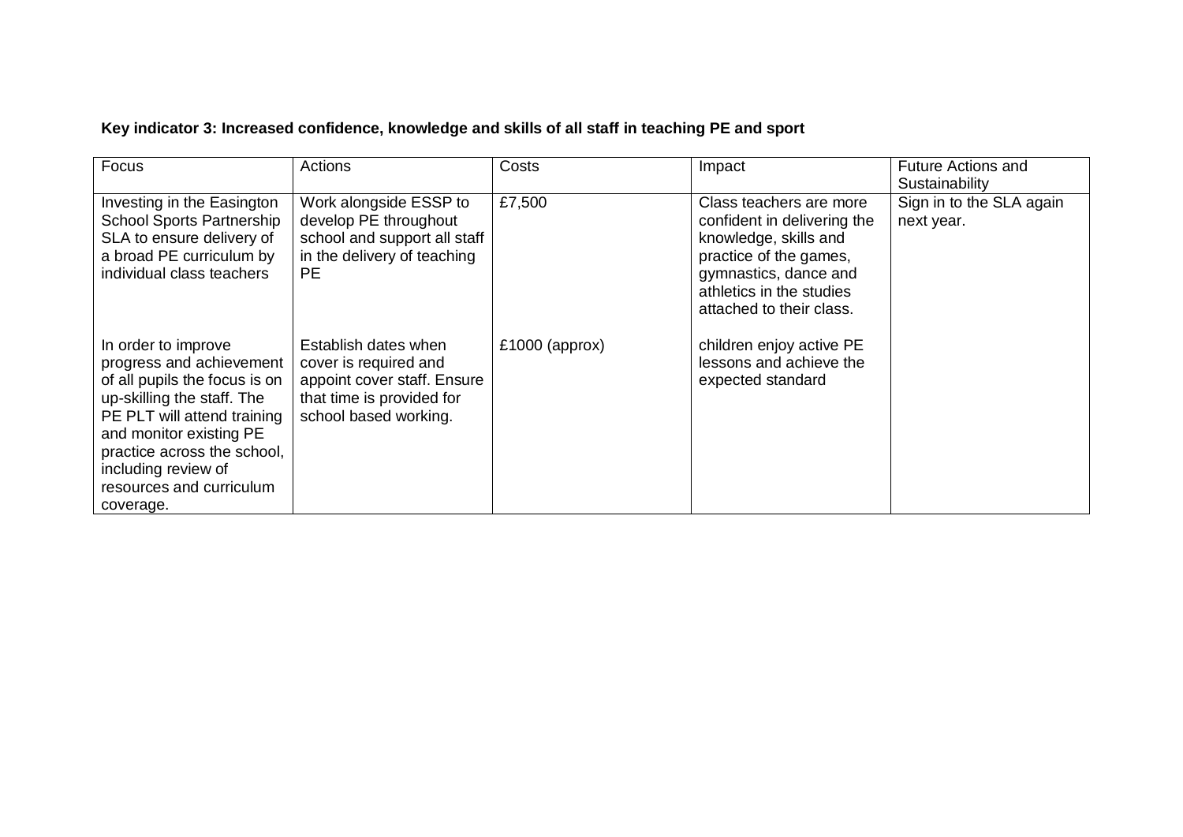**Key indicator 3: Increased confidence, knowledge and skills of all staff in teaching PE and sport**

| Focus | Actions | Costs | Impact | Future Actions and Sustainability |
|---|---|---|---|---|
| Investing in the Easington School Sports Partnership SLA to ensure delivery of a broad PE curriculum by individual class teachers | Work alongside ESSP to develop PE throughout school and support all staff in the delivery of teaching PE | £7,500 | Class teachers are more confident in delivering the knowledge, skills and practice of the games, gymnastics, dance and athletics in the studies attached to their class. | Sign in to the SLA again next year. |
| In order to improve progress and achievement of all pupils the focus is on up-skilling the staff. The PE PLT will attend training and monitor existing PE practice across the school, including review of resources and curriculum coverage. | Establish dates when cover is required and appoint cover staff. Ensure that time is provided for school based working. | £1000 (approx) | children enjoy active PE lessons and achieve the expected standard | |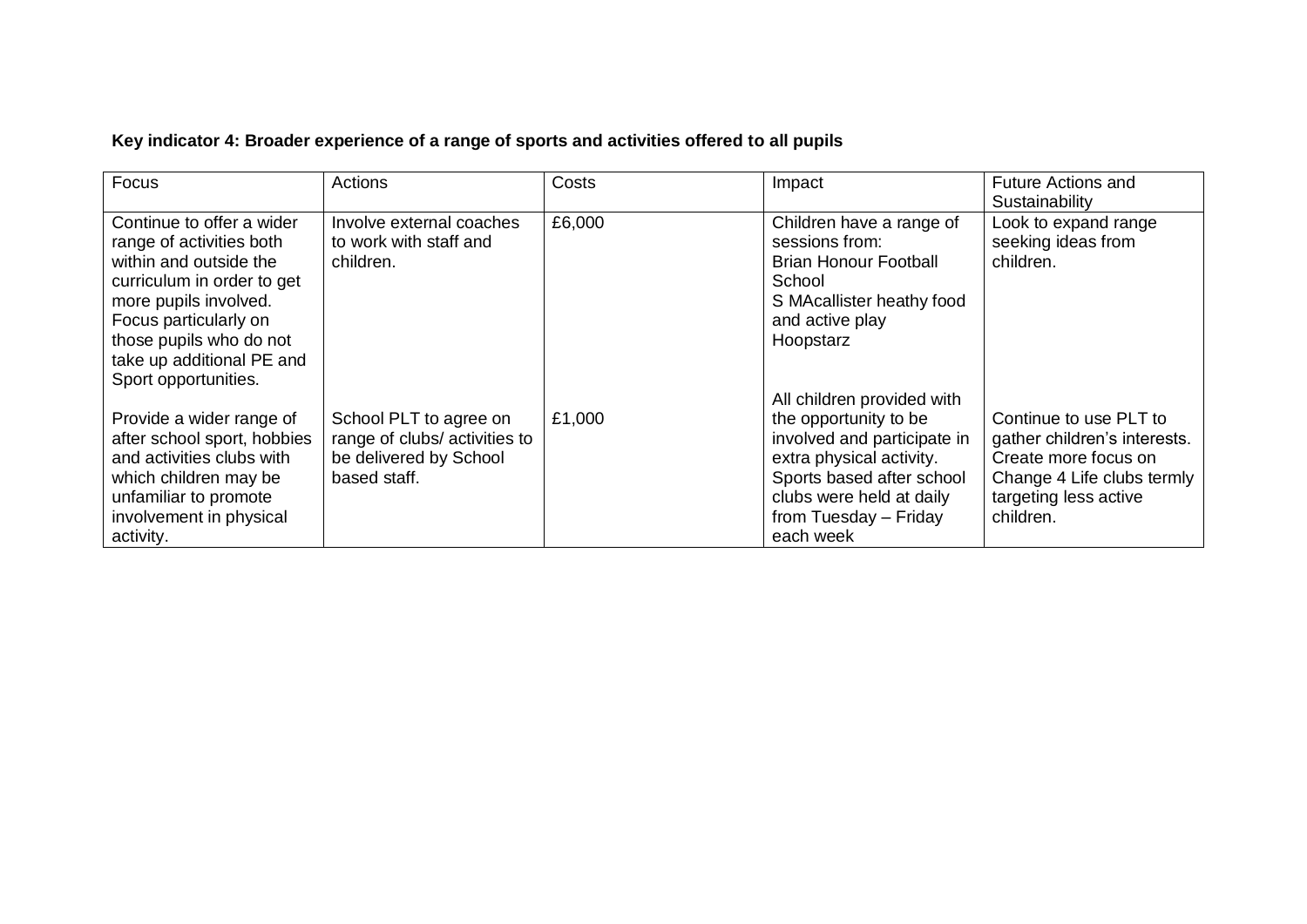**Key indicator 4: Broader experience of a range of sports and activities offered to all pupils**

| Focus | Actions | Costs | Impact | Future Actions and Sustainability |
|---|---|---|---|---|
| Continue to offer a wider range of activities both within and outside the curriculum in order to get more pupils involved. Focus particularly on those pupils who do not take up additional PE and Sport opportunities. | Involve external coaches to work with staff and children. | £6,000 | Children have a range of sessions from:<br>Brian Honour Football School<br>S MAcallister heathy food and active play<br>Hoopstarz | Look to expand range seeking ideas from children. |
| Provide a wider range of after school sport, hobbies and activities clubs with which children may be unfamiliar to promote involvement in physical activity. | School PLT to agree on range of clubs/ activities to be delivered by School based staff. | £1,000 | All children provided with the opportunity to be involved and participate in extra physical activity. Sports based after school clubs were held at daily from Tuesday – Friday each week | Continue to use PLT to gather children's interests. Create more focus on Change 4 Life clubs termly targeting less active children. |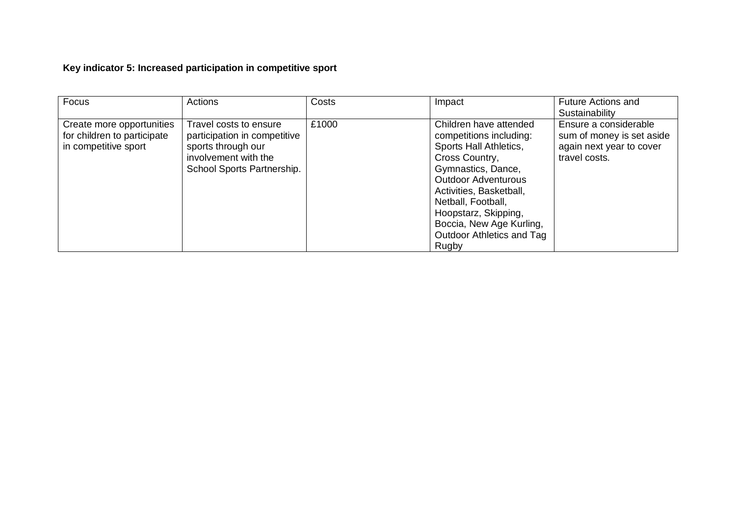**Key indicator 5: Increased participation in competitive sport**

| Focus | Actions | Costs | Impact | Future Actions and Sustainability |
|---|---|---|---|---|
| Create more opportunities for children to participate in competitive sport | Travel costs to ensure participation in competitive sports through our involvement with the School Sports Partnership. | £1000 | Children have attended competitions including: Sports Hall Athletics, Cross Country, Gymnastics, Dance, Outdoor Adventurous Activities, Basketball, Netball, Football, Hoopstarz, Skipping, Boccia, New Age Kurling, Outdoor Athletics and Tag Rugby | Ensure a considerable sum of money is set aside again next year to cover travel costs. |